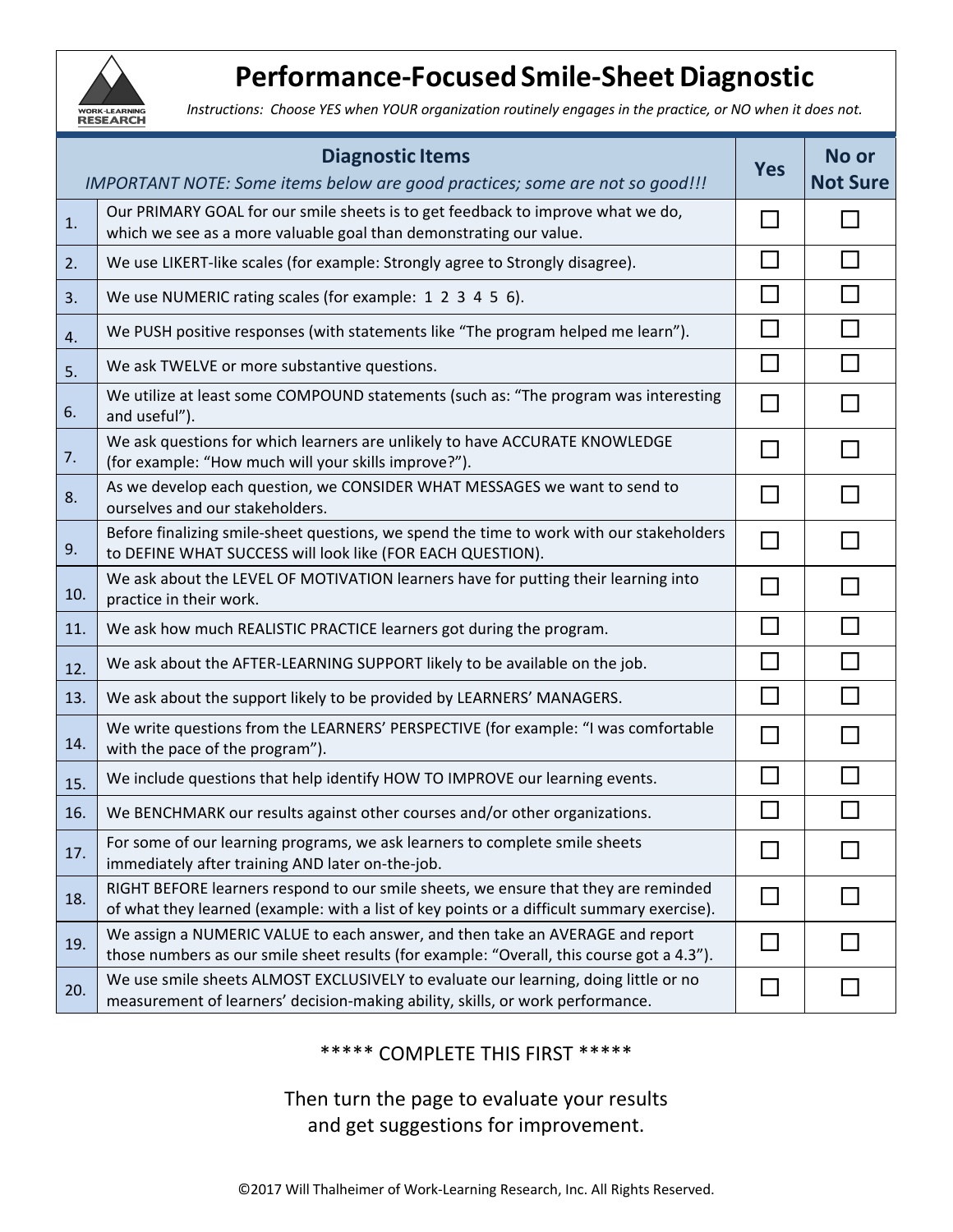# Performance-Focused Smile-Sheet Diagnostic

*Instructions: Choose YES when YOUR organization routinely engages in the practice, or NO when it does not.*

| | **Diagnostic Items**<br>*IMPORTANT NOTE: Some items below are good practices; some are not so good!!!* | **Yes** | **No or Not Sure** |
|---|---|---|---|
| 1. | Our PRIMARY GOAL for our smile sheets is to get feedback to improve what we do, which we see as a more valuable goal than demonstrating our value. | ☐ | ☐ |
| 2. | We use LIKERT-like scales (for example: Strongly agree to Strongly disagree). | ☐ | ☐ |
| 3. | We use NUMERIC rating scales (for example: 1 2 3 4 5 6). | ☐ | ☐ |
| 4. | We PUSH positive responses (with statements like "The program helped me learn"). | ☐ | ☐ |
| 5. | We ask TWELVE or more substantive questions. | ☐ | ☐ |
| 6. | We utilize at least some COMPOUND statements (such as: "The program was interesting and useful"). | ☐ | ☐ |
| 7. | We ask questions for which learners are unlikely to have ACCURATE KNOWLEDGE (for example: "How much will your skills improve?"). | ☐ | ☐ |
| 8. | As we develop each question, we CONSIDER WHAT MESSAGES we want to send to ourselves and our stakeholders. | ☐ | ☐ |
| 9. | Before finalizing smile-sheet questions, we spend the time to work with our stakeholders to DEFINE WHAT SUCCESS will look like (FOR EACH QUESTION). | ☐ | ☐ |
| 10. | We ask about the LEVEL OF MOTIVATION learners have for putting their learning into practice in their work. | ☐ | ☐ |
| 11. | We ask how much REALISTIC PRACTICE learners got during the program. | ☐ | ☐ |
| 12. | We ask about the AFTER-LEARNING SUPPORT likely to be available on the job. | ☐ | ☐ |
| 13. | We ask about the support likely to be provided by LEARNERS' MANAGERS. | ☐ | ☐ |
| 14. | We write questions from the LEARNERS' PERSPECTIVE (for example: "I was comfortable with the pace of the program"). | ☐ | ☐ |
| 15. | We include questions that help identify HOW TO IMPROVE our learning events. | ☐ | ☐ |
| 16. | We BENCHMARK our results against other courses and/or other organizations. | ☐ | ☐ |
| 17. | For some of our learning programs, we ask learners to complete smile sheets immediately after training AND later on-the-job. | ☐ | ☐ |
| 18. | RIGHT BEFORE learners respond to our smile sheets, we ensure that they are reminded of what they learned (example: with a list of key points or a difficult summary exercise). | ☐ | ☐ |
| 19. | We assign a NUMERIC VALUE to each answer, and then take an AVERAGE and report those numbers as our smile sheet results (for example: "Overall, this course got a 4.3"). | ☐ | ☐ |
| 20. | We use smile sheets ALMOST EXCLUSIVELY to evaluate our learning, doing little or no measurement of learners' decision-making ability, skills, or work performance. | ☐ | ☐ |

***** COMPLETE THIS FIRST *****

Then turn the page to evaluate your results and get suggestions for improvement.

©2017 Will Thalheimer of Work-Learning Research, Inc. All Rights Reserved.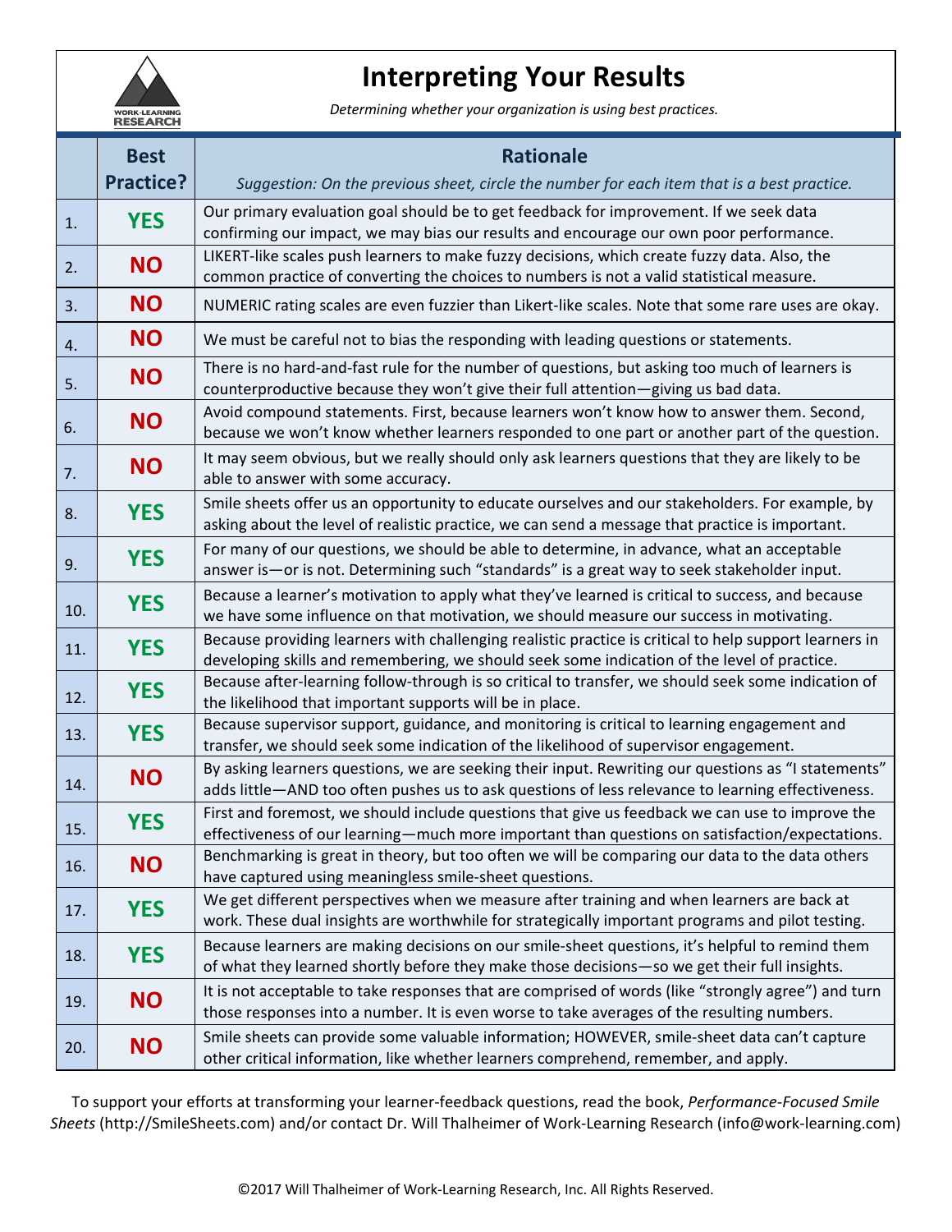# Interpreting Your Results

*Determining whether your organization is using best practices.*

| | Best Practice? | Rationale<br>*Suggestion: On the previous sheet, circle the number for each item that is a best practice.* |
|---|---|---|
| 1. | **YES** | Our primary evaluation goal should be to get feedback for improvement. If we seek data confirming our impact, we may bias our results and encourage our own poor performance. |
| 2. | **NO** | LIKERT-like scales push learners to make fuzzy decisions, which create fuzzy data. Also, the common practice of converting the choices to numbers is not a valid statistical measure. |
| 3. | **NO** | NUMERIC rating scales are even fuzzier than Likert-like scales. Note that some rare uses are okay. |
| 4. | **NO** | We must be careful not to bias the responding with leading questions or statements. |
| 5. | **NO** | There is no hard-and-fast rule for the number of questions, but asking too much of learners is counterproductive because they won't give their full attention—giving us bad data. |
| 6. | **NO** | Avoid compound statements. First, because learners won't know how to answer them. Second, because we won't know whether learners responded to one part or another part of the question. |
| 7. | **NO** | It may seem obvious, but we really should only ask learners questions that they are likely to be able to answer with some accuracy. |
| 8. | **YES** | Smile sheets offer us an opportunity to educate ourselves and our stakeholders. For example, by asking about the level of realistic practice, we can send a message that practice is important. |
| 9. | **YES** | For many of our questions, we should be able to determine, in advance, what an acceptable answer is—or is not. Determining such "standards" is a great way to seek stakeholder input. |
| 10. | **YES** | Because a learner's motivation to apply what they've learned is critical to success, and because we have some influence on that motivation, we should measure our success in motivating. |
| 11. | **YES** | Because providing learners with challenging realistic practice is critical to help support learners in developing skills and remembering, we should seek some indication of the level of practice. |
| 12. | **YES** | Because after-learning follow-through is so critical to transfer, we should seek some indication of the likelihood that important supports will be in place. |
| 13. | **YES** | Because supervisor support, guidance, and monitoring is critical to learning engagement and transfer, we should seek some indication of the likelihood of supervisor engagement. |
| 14. | **NO** | By asking learners questions, we are seeking their input. Rewriting our questions as "I statements" adds little—AND too often pushes us to ask questions of less relevance to learning effectiveness. |
| 15. | **YES** | First and foremost, we should include questions that give us feedback we can use to improve the effectiveness of our learning—much more important than questions on satisfaction/expectations. |
| 16. | **NO** | Benchmarking is great in theory, but too often we will be comparing our data to the data others have captured using meaningless smile-sheet questions. |
| 17. | **YES** | We get different perspectives when we measure after training and when learners are back at work. These dual insights are worthwhile for strategically important programs and pilot testing. |
| 18. | **YES** | Because learners are making decisions on our smile-sheet questions, it's helpful to remind them of what they learned shortly before they make those decisions—so we get their full insights. |
| 19. | **NO** | It is not acceptable to take responses that are comprised of words (like "strongly agree") and turn those responses into a number. It is even worse to take averages of the resulting numbers. |
| 20. | **NO** | Smile sheets can provide some valuable information; HOWEVER, smile-sheet data can't capture other critical information, like whether learners comprehend, remember, and apply. |

To support your efforts at transforming your learner-feedback questions, read the book, *Performance-Focused Smile Sheets* (http://SmileSheets.com) and/or contact Dr. Will Thalheimer of Work-Learning Research (info@work-learning.com)

©2017 Will Thalheimer of Work-Learning Research, Inc. All Rights Reserved.